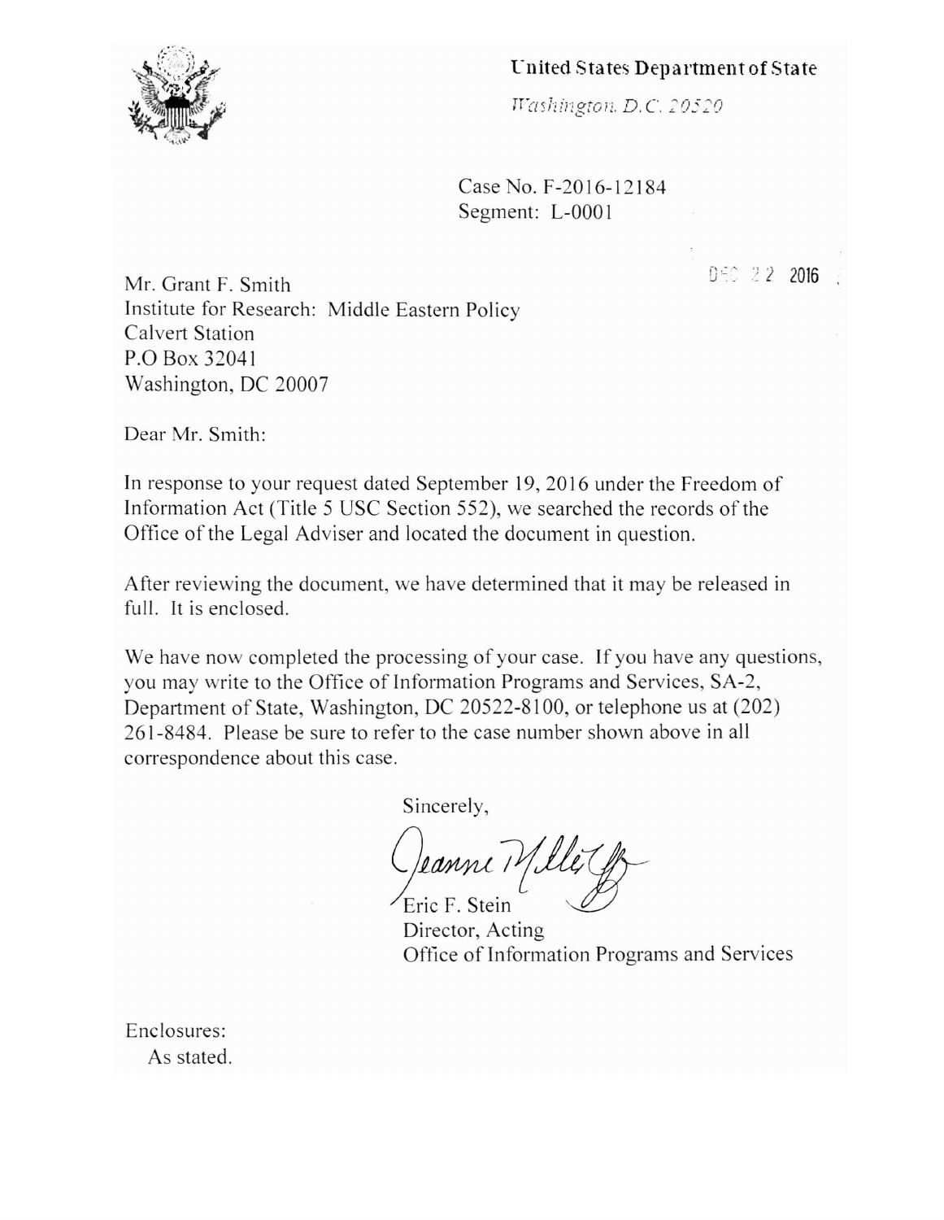**United States Department of State**

*Washington, D.C. 20520*

Case No. F-2016-12184
Segment: L-0001

DEC 22 2016

Mr. Grant F. Smith
Institute for Research: Middle Eastern Policy
Calvert Station
P.O Box 32041
Washington, DC 20007

Dear Mr. Smith:

In response to your request dated September 19, 2016 under the Freedom of Information Act (Title 5 USC Section 552), we searched the records of the Office of the Legal Adviser and located the document in question.

After reviewing the document, we have determined that it may be released in full. It is enclosed.

We have now completed the processing of your case. If you have any questions, you may write to the Office of Information Programs and Services, SA-2, Department of State, Washington, DC 20522-8100, or telephone us at (202) 261-8484. Please be sure to refer to the case number shown above in all correspondence about this case.

Sincerely,

Jeanne Miller for
Eric F. Stein
Director, Acting
Office of Information Programs and Services

Enclosures:
As stated.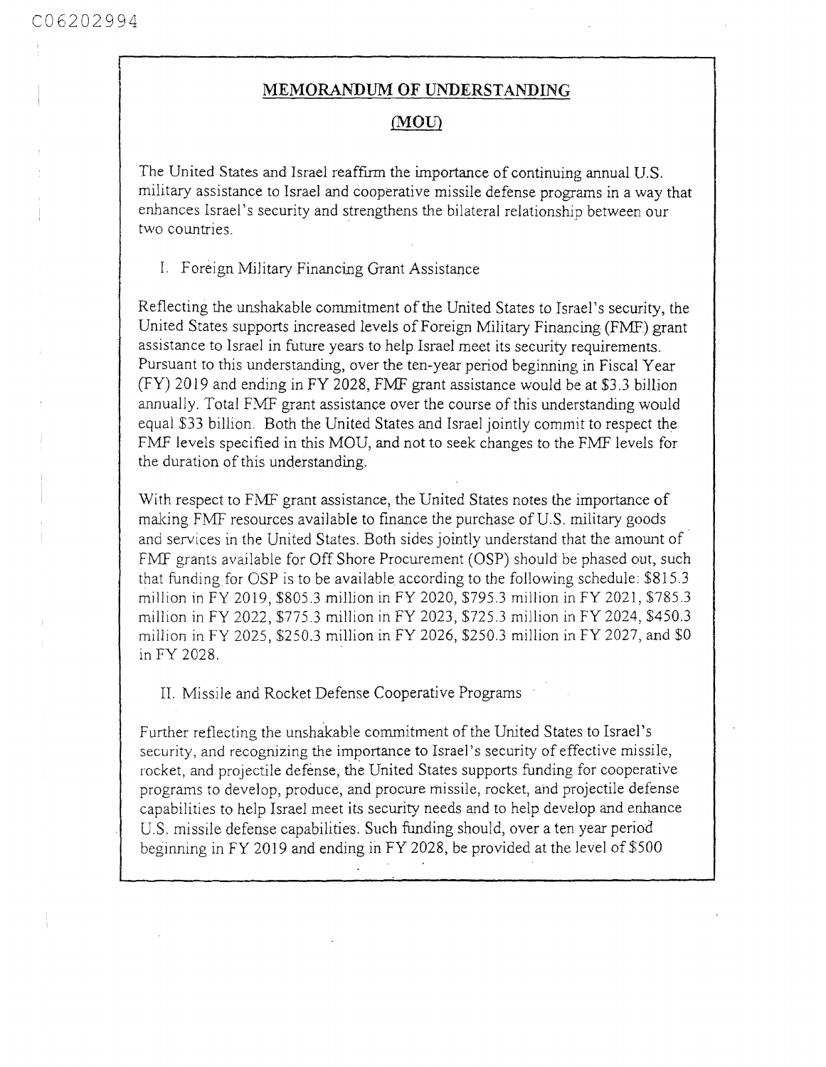## MEMORANDUM OF UNDERSTANDING

## (MOU)

The United States and Israel reaffirm the importance of continuing annual U.S. military assistance to Israel and cooperative missile defense programs in a way that enhances Israel's security and strengthens the bilateral relationship between our two countries.

I. Foreign Military Financing Grant Assistance

Reflecting the unshakable commitment of the United States to Israel's security, the United States supports increased levels of Foreign Military Financing (FMF) grant assistance to Israel in future years to help Israel meet its security requirements. Pursuant to this understanding, over the ten-year period beginning in Fiscal Year (FY) 2019 and ending in FY 2028, FMF grant assistance would be at $3.3 billion annually. Total FMF grant assistance over the course of this understanding would equal $33 billion. Both the United States and Israel jointly commit to respect the FMF levels specified in this MOU, and not to seek changes to the FMF levels for the duration of this understanding.

With respect to FMF grant assistance, the United States notes the importance of making FMF resources available to finance the purchase of U.S. military goods and services in the United States. Both sides jointly understand that the amount of FMF grants available for Off Shore Procurement (OSP) should be phased out, such that funding for OSP is to be available according to the following schedule: $815.3 million in FY 2019, $805.3 million in FY 2020, $795.3 million in FY 2021, $785.3 million in FY 2022, $775.3 million in FY 2023, $725.3 million in FY 2024, $450.3 million in FY 2025, $250.3 million in FY 2026, $250.3 million in FY 2027, and $0 in FY 2028.

II. Missile and Rocket Defense Cooperative Programs

Further reflecting the unshakable commitment of the United States to Israel's security, and recognizing the importance to Israel's security of effective missile, rocket, and projectile defense, the United States supports funding for cooperative programs to develop, produce, and procure missile, rocket, and projectile defense capabilities to help Israel meet its security needs and to help develop and enhance U.S. missile defense capabilities. Such funding should, over a ten year period beginning in FY 2019 and ending in FY 2028, be provided at the level of $500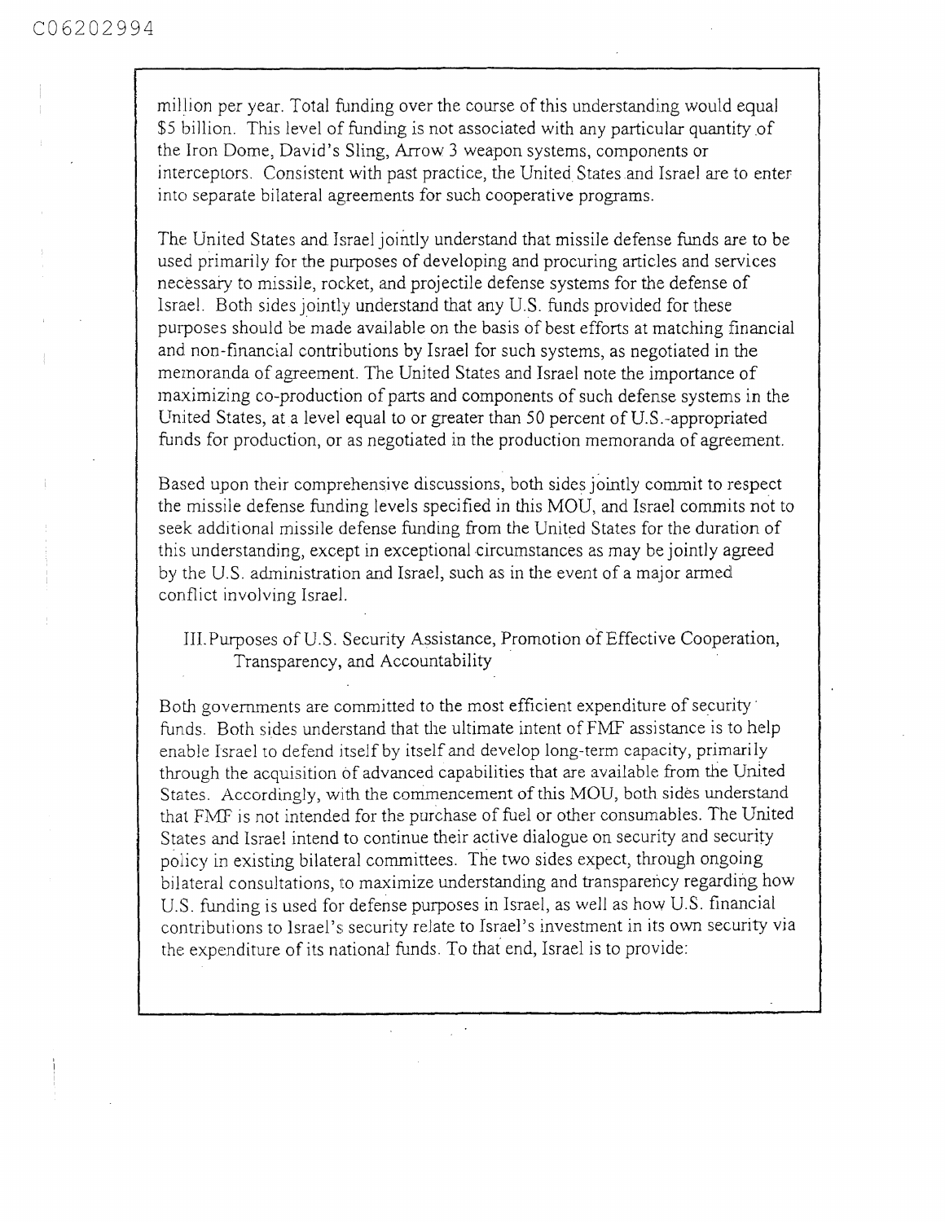million per year. Total funding over the course of this understanding would equal $5 billion. This level of funding is not associated with any particular quantity of the Iron Dome, David's Sling, Arrow 3 weapon systems, components or interceptors. Consistent with past practice, the United States and Israel are to enter into separate bilateral agreements for such cooperative programs.

The United States and Israel jointly understand that missile defense funds are to be used primarily for the purposes of developing and procuring articles and services necessary to missile, rocket, and projectile defense systems for the defense of Israel. Both sides jointly understand that any U.S. funds provided for these purposes should be made available on the basis of best efforts at matching financial and non-financial contributions by Israel for such systems, as negotiated in the memoranda of agreement. The United States and Israel note the importance of maximizing co-production of parts and components of such defense systems in the United States, at a level equal to or greater than 50 percent of U.S.-appropriated funds for production, or as negotiated in the production memoranda of agreement.

Based upon their comprehensive discussions, both sides jointly commit to respect the missile defense funding levels specified in this MOU, and Israel commits not to seek additional missile defense funding from the United States for the duration of this understanding, except in exceptional circumstances as may be jointly agreed by the U.S. administration and Israel, such as in the event of a major armed conflict involving Israel.

## III. Purposes of U.S. Security Assistance, Promotion of Effective Cooperation, Transparency, and Accountability

Both governments are committed to the most efficient expenditure of security funds. Both sides understand that the ultimate intent of FMF assistance is to help enable Israel to defend itself by itself and develop long-term capacity, primarily through the acquisition of advanced capabilities that are available from the United States. Accordingly, with the commencement of this MOU, both sides understand that FMF is not intended for the purchase of fuel or other consumables. The United States and Israel intend to continue their active dialogue on security and security policy in existing bilateral committees. The two sides expect, through ongoing bilateral consultations, to maximize understanding and transparency regarding how U.S. funding is used for defense purposes in Israel, as well as how U.S. financial contributions to Israel's security relate to Israel's investment in its own security via the expenditure of its national funds. To that end, Israel is to provide: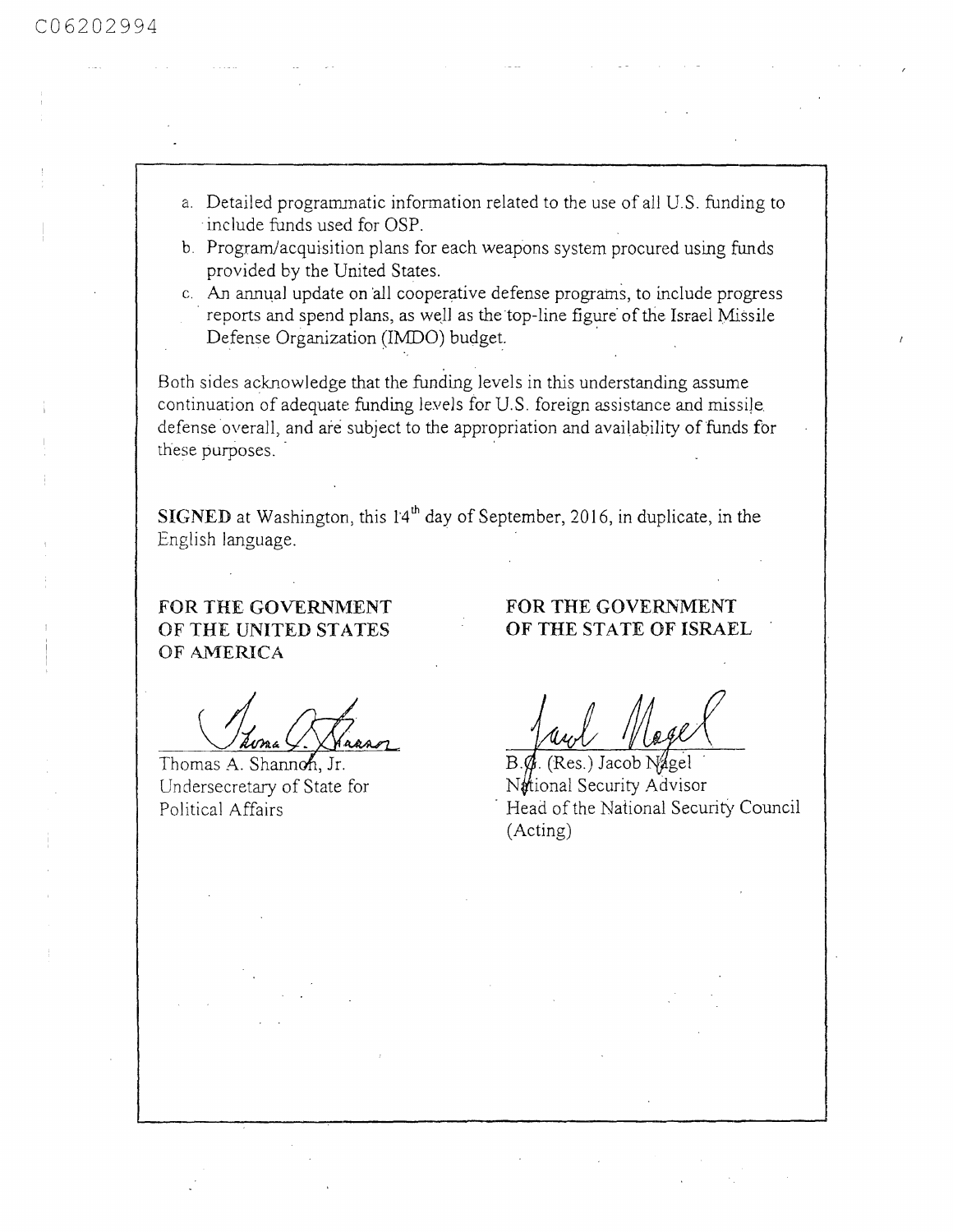a. Detailed programmatic information related to the use of all U.S. funding to include funds used for OSP.
b. Program/acquisition plans for each weapons system procured using funds provided by the United States.
c. An annual update on all cooperative defense programs, to include progress reports and spend plans, as well as the top-line figure of the Israel Missile Defense Organization (IMDO) budget.

Both sides acknowledge that the funding levels in this understanding assume continuation of adequate funding levels for U.S. foreign assistance and missile defense overall, and are subject to the appropriation and availability of funds for these purposes.

**SIGNED** at Washington, this 14th day of September, 2016, in duplicate, in the English language.

**FOR THE GOVERNMENT OF THE UNITED STATES OF AMERICA**

Thomas A. Shannon, Jr.
Undersecretary of State for Political Affairs

**FOR THE GOVERNMENT OF THE STATE OF ISRAEL**

B.G. (Res.) Jacob Nagel
National Security Advisor
Head of the National Security Council (Acting)